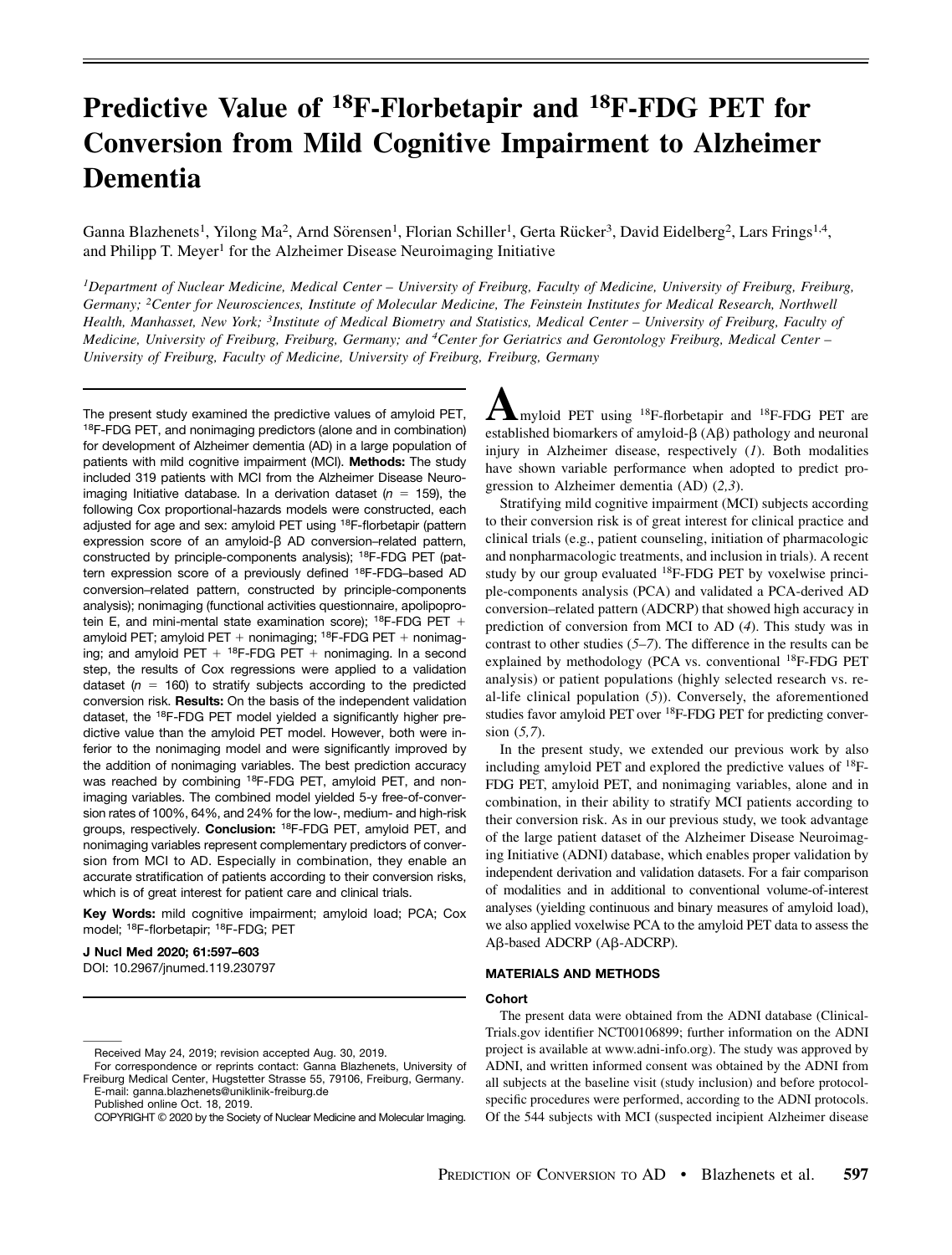# Predictive Value of $^{18}$F-Florbetapir and $^{18}$F-FDG PET for Conversion from Mild Cognitive Impairment to Alzheimer Dementia

Ganna Blazhenets[1], Yilong Ma[2], Arnd Sörensen[1], Florian Schiller[1], Gerta Rücker[3], David Eidelberg[2], Lars Frings[1,4], and Philipp T. Meyer[1] for the Alzheimer Disease Neuroimaging Initiative

*[1]Department of Nuclear Medicine, Medical Center – University of Freiburg, Faculty of Medicine, University of Freiburg, Freiburg, Germany; [2]Center for Neurosciences, Institute of Molecular Medicine, The Feinstein Institutes for Medical Research, Northwell Health, Manhasset, New York; [3]Institute of Medical Biometry and Statistics, Medical Center – University of Freiburg, Faculty of Medicine, University of Freiburg, Freiburg, Germany; and [4]Center for Geriatrics and Gerontology Freiburg, Medical Center – University of Freiburg, Faculty of Medicine, University of Freiburg, Freiburg, Germany*

The present study examined the predictive values of amyloid PET, $^{18}$F-FDG PET, and nonimaging predictors (alone and in combination) for development of Alzheimer dementia (AD) in a large population of patients with mild cognitive impairment (MCI). **Methods:** The study included 319 patients with MCI from the Alzheimer Disease Neuroimaging Initiative database. In a derivation dataset ($n$ = 159), the following Cox proportional-hazards models were constructed, each adjusted for age and sex: amyloid PET using $^{18}$F-florbetapir (pattern expression score of an amyloid-β AD conversion–related pattern, constructed by principle-components analysis); $^{18}$F-FDG PET (pattern expression score of a previously defined $^{18}$F-FDG–based AD conversion–related pattern, constructed by principle-components analysis); nonimaging (functional activities questionnaire, apolipoprotein E, and mini-mental state examination score); $^{18}$F-FDG PET + amyloid PET; amyloid PET + nonimaging; $^{18}$F-FDG PET + nonimaging; and amyloid PET + $^{18}$F-FDG PET + nonimaging. In a second step, the results of Cox regressions were applied to a validation dataset ($n$ = 160) to stratify subjects according to the predicted conversion risk. **Results:** On the basis of the independent validation dataset, the $^{18}$F-FDG PET model yielded a significantly higher predictive value than the amyloid PET model. However, both were inferior to the nonimaging model and were significantly improved by the addition of nonimaging variables. The best prediction accuracy was reached by combining $^{18}$F-FDG PET, amyloid PET, and nonimaging variables. The combined model yielded 5-y free-of-conversion rates of 100%, 64%, and 24% for the low-, medium- and high-risk groups, respectively. **Conclusion:** $^{18}$F-FDG PET, amyloid PET, and nonimaging variables represent complementary predictors of conversion from MCI to AD. Especially in combination, they enable an accurate stratification of patients according to their conversion risks, which is of great interest for patient care and clinical trials.

**Key Words:** mild cognitive impairment; amyloid load; PCA; Cox model; $^{18}$F-florbetapir; $^{18}$F-FDG; PET

**J Nucl Med 2020; 61:597–603**
DOI: 10.2967/jnumed.119.230797

Received May 24, 2019; revision accepted Aug. 30, 2019.
For correspondence or reprints contact: Ganna Blazhenets, University of Freiburg Medical Center, Hugstetter Strasse 55, 79106, Freiburg, Germany.
E-mail: ganna.blazhenets@uniklinik-freiburg.de
Published online Oct. 18, 2019.
COPYRIGHT © 2020 by the Society of Nuclear Medicine and Molecular Imaging.

Amyloid PET using $^{18}$F-florbetapir and $^{18}$F-FDG PET are established biomarkers of amyloid-β (Aβ) pathology and neuronal injury in Alzheimer disease, respectively (*1*). Both modalities have shown variable performance when adopted to predict progression to Alzheimer dementia (AD) (*2,3*).

Stratifying mild cognitive impairment (MCI) subjects according to their conversion risk is of great interest for clinical practice and clinical trials (e.g., patient counseling, initiation of pharmacologic and nonpharmacologic treatments, and inclusion in trials). A recent study by our group evaluated $^{18}$F-FDG PET by voxelwise principle-components analysis (PCA) and validated a PCA-derived AD conversion–related pattern (ADCRP) that showed high accuracy in prediction of conversion from MCI to AD (*4*). This study was in contrast to other studies (*5–7*). The difference in the results can be explained by methodology (PCA vs. conventional $^{18}$F-FDG PET analysis) or patient populations (highly selected research vs. real-life clinical population (*5*)). Conversely, the aforementioned studies favor amyloid PET over $^{18}$F-FDG PET for predicting conversion (*5,7*).

In the present study, we extended our previous work by also including amyloid PET and explored the predictive values of $^{18}$F-FDG PET, amyloid PET, and nonimaging variables, alone and in combination, in their ability to stratify MCI patients according to their conversion risk. As in our previous study, we took advantage of the large patient dataset of the Alzheimer Disease Neuroimaging Initiative (ADNI) database, which enables proper validation by independent derivation and validation datasets. For a fair comparison of modalities and in additional to conventional volume-of-interest analyses (yielding continuous and binary measures of amyloid load), we also applied voxelwise PCA to the amyloid PET data to assess the Aβ-based ADCRP (Aβ-ADCRP).

## MATERIALS AND METHODS

### Cohort

The present data were obtained from the ADNI database (ClinicalTrials.gov identifier NCT00106899; further information on the ADNI project is available at www.adni-info.org). The study was approved by ADNI, and written informed consent was obtained by the ADNI from all subjects at the baseline visit (study inclusion) and before protocol-specific procedures were performed, according to the ADNI protocols. Of the 544 subjects with MCI (suspected incipient Alzheimer disease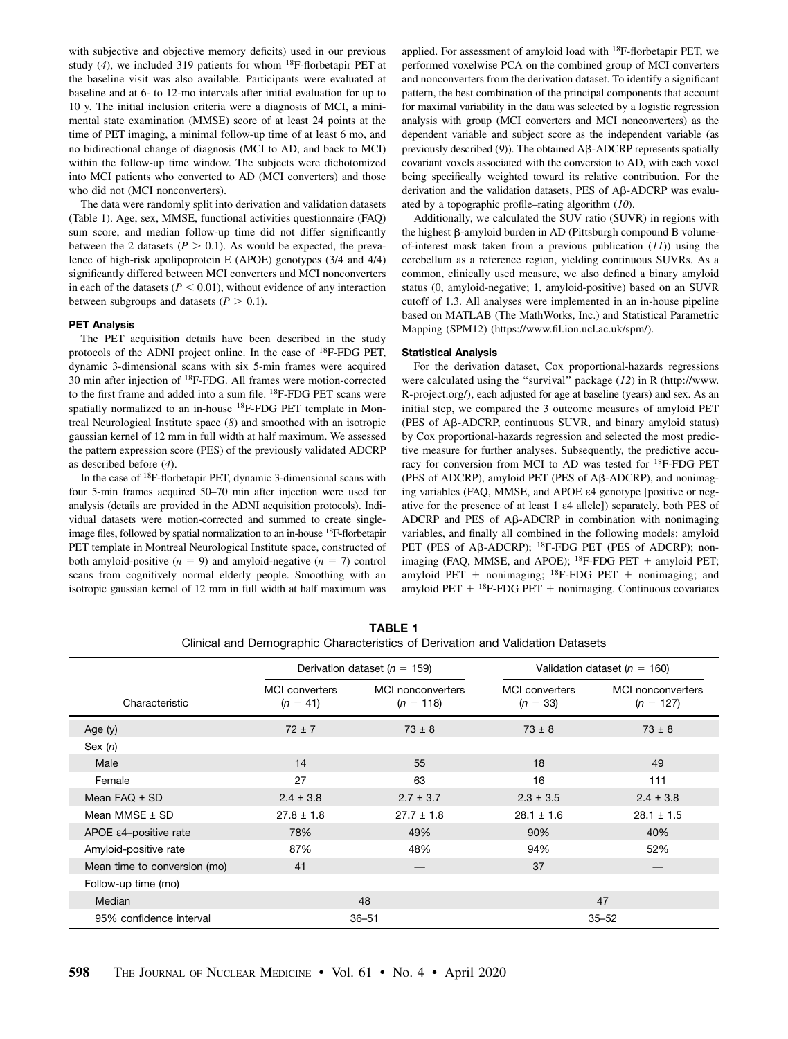with subjective and objective memory deficits) used in our previous study (4), we included 319 patients for whom $^{18}$F-florbetapir PET at the baseline visit was also available. Participants were evaluated at baseline and at 6- to 12-mo intervals after initial evaluation for up to 10 y. The initial inclusion criteria were a diagnosis of MCI, a minimental state examination (MMSE) score of at least 24 points at the time of PET imaging, a minimal follow-up time of at least 6 mo, and no bidirectional change of diagnosis (MCI to AD, and back to MCI) within the follow-up time window. The subjects were dichotomized into MCI patients who converted to AD (MCI converters) and those who did not (MCI nonconverters).

The data were randomly split into derivation and validation datasets (Table 1). Age, sex, MMSE, functional activities questionnaire (FAQ) sum score, and median follow-up time did not differ significantly between the 2 datasets ($P > 0.1$). As would be expected, the prevalence of high-risk apolipoprotein E (APOE) genotypes (3/4 and 4/4) significantly differed between MCI converters and MCI nonconverters in each of the datasets ($P < 0.01$), without evidence of any interaction between subgroups and datasets ($P > 0.1$).

#### PET Analysis

The PET acquisition details have been described in the study protocols of the ADNI project online. In the case of $^{18}$F-FDG PET, dynamic 3-dimensional scans with six 5-min frames were acquired 30 min after injection of $^{18}$F-FDG. All frames were motion-corrected to the first frame and added into a sum file. $^{18}$F-FDG PET scans were spatially normalized to an in-house $^{18}$F-FDG PET template in Montreal Neurological Institute space (8) and smoothed with an isotropic gaussian kernel of 12 mm in full width at half maximum. We assessed the pattern expression score (PES) of the previously validated ADCRP as described before (4).

In the case of $^{18}$F-florbetapir PET, dynamic 3-dimensional scans with four 5-min frames acquired 50–70 min after injection were used for analysis (details are provided in the ADNI acquisition protocols). Individual datasets were motion-corrected and summed to create single-image files, followed by spatial normalization to an in-house $^{18}$F-florbetapir PET template in Montreal Neurological Institute space, constructed of both amyloid-positive ($n = 9$) and amyloid-negative ($n = 7$) control scans from cognitively normal elderly people. Smoothing with an isotropic gaussian kernel of 12 mm in full width at half maximum was applied. For assessment of amyloid load with $^{18}$F-florbetapir PET, we performed voxelwise PCA on the combined group of MCI converters and nonconverters from the derivation dataset. To identify a significant pattern, the best combination of the principal components that account for maximal variability in the data was selected by a logistic regression analysis with group (MCI converters and MCI nonconverters) as the dependent variable and subject score as the independent variable (as previously described (9)). The obtained Aβ-ADCRP represents spatially covariant voxels associated with the conversion to AD, with each voxel being specifically weighted toward its relative contribution. For the derivation and the validation datasets, PES of Aβ-ADCRP was evaluated by a topographic profile–rating algorithm (10).

Additionally, we calculated the SUV ratio (SUVR) in regions with the highest β-amyloid burden in AD (Pittsburgh compound B volume-of-interest mask taken from a previous publication (11)) using the cerebellum as a reference region, yielding continuous SUVRs. As a common, clinically used measure, we also defined a binary amyloid status (0, amyloid-negative; 1, amyloid-positive) based on an SUVR cutoff of 1.3. All analyses were implemented in an in-house pipeline based on MATLAB (The MathWorks, Inc.) and Statistical Parametric Mapping (SPM12) (https://www.fil.ion.ucl.ac.uk/spm/).

#### Statistical Analysis

For the derivation dataset, Cox proportional-hazards regressions were calculated using the "survival" package (12) in R (http://www.R-project.org/), each adjusted for age at baseline (years) and sex. As an initial step, we compared the 3 outcome measures of amyloid PET (PES of Aβ-ADCRP, continuous SUVR, and binary amyloid status) by Cox proportional-hazards regression and selected the most predictive measure for further analyses. Subsequently, the predictive accuracy for conversion from MCI to AD was tested for $^{18}$F-FDG PET (PES of ADCRP), amyloid PET (PES of Aβ-ADCRP), and nonimaging variables (FAQ, MMSE, and APOE ε4 genotype [positive or negative for the presence of at least 1 ε4 allele]) separately, both PES of ADCRP and PES of Aβ-ADCRP in combination with nonimaging variables, and finally all combined in the following models: amyloid PET (PES of Aβ-ADCRP); $^{18}$F-FDG PET (PES of ADCRP); nonimaging (FAQ, MMSE, and APOE); $^{18}$F-FDG PET + amyloid PET; amyloid PET + nonimaging; $^{18}$F-FDG PET + nonimaging; and amyloid PET + $^{18}$F-FDG PET + nonimaging. Continuous covariates

**TABLE 1**
Clinical and Demographic Characteristics of Derivation and Validation Datasets

| | Derivation dataset ($n$ = 159) | | Validation dataset ($n$ = 160) | |
|---|---|---|---|---|
| Characteristic | MCI converters ($n$ = 41) | MCI nonconverters ($n$ = 118) | MCI converters ($n$ = 33) | MCI nonconverters ($n$ = 127) |
| Age (y) | 72 ± 7 | 73 ± 8 | 73 ± 8 | 73 ± 8 |
| Sex ($n$) | | | | |
| Male | 14 | 55 | 18 | 49 |
| Female | 27 | 63 | 16 | 111 |
| Mean FAQ ± SD | 2.4 ± 3.8 | 2.7 ± 3.7 | 2.3 ± 3.5 | 2.4 ± 3.8 |
| Mean MMSE ± SD | 27.8 ± 1.8 | 27.7 ± 1.8 | 28.1 ± 1.6 | 28.1 ± 1.5 |
| APOE ε4–positive rate | 78% | 49% | 90% | 40% |
| Amyloid-positive rate | 87% | 48% | 94% | 52% |
| Mean time to conversion (mo) | 41 | — | 37 | — |
| Follow-up time (mo) | | | | |
| Median | 48 | | 47 | |
| 95% confidence interval | 36–51 | | 35–52 | |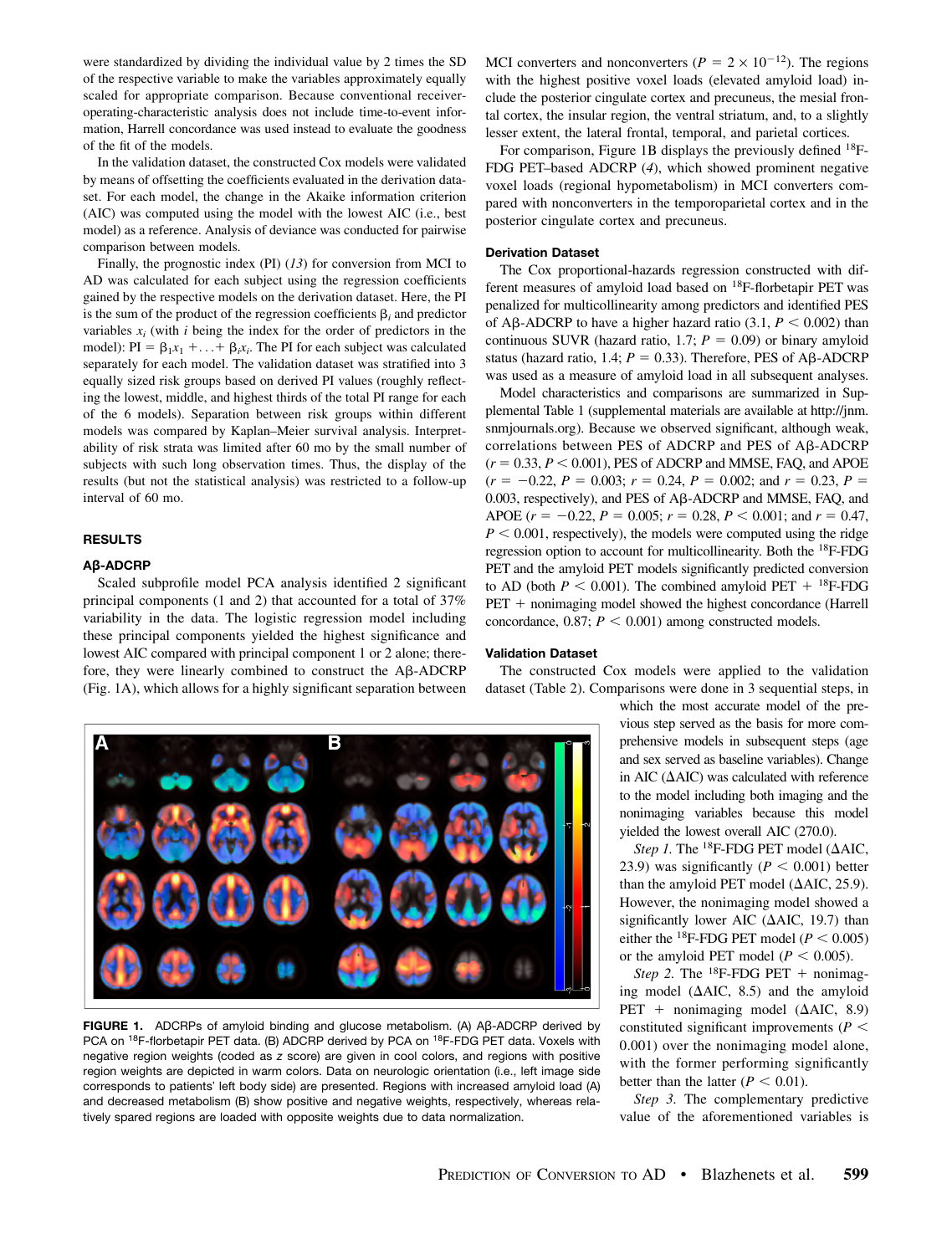were standardized by dividing the individual value by 2 times the SD of the respective variable to make the variables approximately equally scaled for appropriate comparison. Because conventional receiver-operating-characteristic analysis does not include time-to-event information, Harrell concordance was used instead to evaluate the goodness of the fit of the models.

In the validation dataset, the constructed Cox models were validated by means of offsetting the coefficients evaluated in the derivation dataset. For each model, the change in the Akaike information criterion (AIC) was computed using the model with the lowest AIC (i.e., best model) as a reference. Analysis of deviance was conducted for pairwise comparison between models.

Finally, the prognostic index (PI) (*13*) for conversion from MCI to AD was calculated for each subject using the regression coefficients gained by the respective models on the derivation dataset. Here, the PI is the sum of the product of the regression coefficients $\beta_i$ and predictor variables $x_i$ (with $i$ being the index for the order of predictors in the model): $PI = \beta_1 x_1 + \ldots + \beta_i x_i$. The PI for each subject was calculated separately for each model. The validation dataset was stratified into 3 equally sized risk groups based on derived PI values (roughly reflecting the lowest, middle, and highest thirds of the total PI range for each of the 6 models). Separation between risk groups within different models was compared by Kaplan–Meier survival analysis. Interpretability of risk strata was limited after 60 mo by the small number of subjects with such long observation times. Thus, the display of the results (but not the statistical analysis) was restricted to a follow-up interval of 60 mo.

## RESULTS

### Aβ-ADCRP

Scaled subprofile model PCA analysis identified 2 significant principal components (1 and 2) that accounted for a total of 37% variability in the data. The logistic regression model including these principal components yielded the highest significance and lowest AIC compared with principal component 1 or 2 alone; therefore, they were linearly combined to construct the Aβ-ADCRP (Fig. 1A), which allows for a highly significant separation between MCI converters and nonconverters ($P = 2 \times 10^{-12}$). The regions with the highest positive voxel loads (elevated amyloid load) include the posterior cingulate cortex and precuneus, the mesial frontal cortex, the insular region, the ventral striatum, and, to a slightly lesser extent, the lateral frontal, temporal, and parietal cortices.

For comparison, Figure 1B displays the previously defined $^{18}$F-FDG PET–based ADCRP (*4*), which showed prominent negative voxel loads (regional hypometabolism) in MCI converters compared with nonconverters in the temporoparietal cortex and in the posterior cingulate cortex and precuneus.

FIGURE 1. ADCRPs of amyloid binding and glucose metabolism. (A) Aβ-ADCRP derived by PCA on $^{18}$F-florbetapir PET data. (B) ADCRP derived by PCA on $^{18}$F-FDG PET data. Voxels with negative region weights (coded as z score) are given in cool colors, and regions with positive region weights are depicted in warm colors. Data on neurologic orientation (i.e., left image side corresponds to patients' left body side) are presented. Regions with increased amyloid load (A) and decreased metabolism (B) show positive and negative weights, respectively, whereas relatively spared regions are loaded with opposite weights due to data normalization.

### Derivation Dataset

The Cox proportional-hazards regression constructed with different measures of amyloid load based on $^{18}$F-florbetapir PET was penalized for multicollinearity among predictors and identified PES of Aβ-ADCRP to have a higher hazard ratio (3.1, $P < 0.002$) than continuous SUVR (hazard ratio, 1.7; $P = 0.09$) or binary amyloid status (hazard ratio, 1.4; $P = 0.33$). Therefore, PES of Aβ-ADCRP was used as a measure of amyloid load in all subsequent analyses.

Model characteristics and comparisons are summarized in Supplemental Table 1 (supplemental materials are available at http://jnm.snmjournals.org). Because we observed significant, although weak, correlations between PES of ADCRP and PES of Aβ-ADCRP ($r = 0.33$, $P < 0.001$), PES of ADCRP and MMSE, FAQ, and APOE ($r = -0.22$, $P = 0.003$; $r = 0.24$, $P = 0.002$; and $r = 0.23$, $P = 0.003$, respectively), and PES of Aβ-ADCRP and MMSE, FAQ, and APOE ($r = -0.22$, $P = 0.005$; $r = 0.28$, $P < 0.001$; and $r = 0.47$, $P < 0.001$, respectively), the models were computed using the ridge regression option to account for multicollinearity. Both the $^{18}$F-FDG PET and the amyloid PET models significantly predicted conversion to AD (both $P < 0.001$). The combined amyloid PET + $^{18}$F-FDG PET + nonimaging model showed the highest concordance (Harrell concordance, 0.87; $P < 0.001$) among constructed models.

### Validation Dataset

The constructed Cox models were applied to the validation dataset (Table 2). Comparisons were done in 3 sequential steps, in which the most accurate model of the previous step served as the basis for more comprehensive models in subsequent steps (age and sex served as baseline variables). Change in AIC (ΔAIC) was calculated with reference to the model including both imaging and the nonimaging variables because this model yielded the lowest overall AIC (270.0).

*Step 1.* The $^{18}$F-FDG PET model (ΔAIC, 23.9) was significantly ($P < 0.001$) better than the amyloid PET model (ΔAIC, 25.9). However, the nonimaging model showed a significantly lower AIC (ΔAIC, 19.7) than either the $^{18}$F-FDG PET model ($P < 0.005$) or the amyloid PET model ($P < 0.005$).

*Step 2.* The $^{18}$F-FDG PET + nonimaging model (ΔAIC, 8.5) and the amyloid PET + nonimaging model (ΔAIC, 8.9) constituted significant improvements ($P < 0.001$) over the nonimaging model alone, with the former performing significantly better than the latter ($P < 0.01$).

*Step 3.* The complementary predictive value of the aforementioned variables is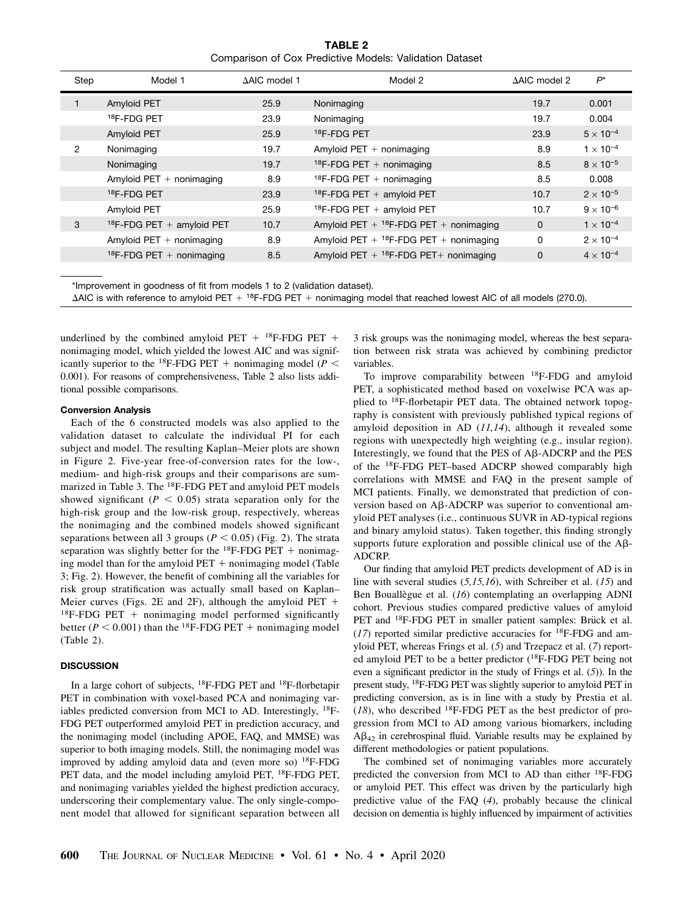**TABLE 2**
Comparison of Cox Predictive Models: Validation Dataset

| Step | Model 1 | ΔAIC model 1 | Model 2 | ΔAIC model 2 | $P$* |
|---|---|---|---|---|---|
| 1 | Amyloid PET | 25.9 | Nonimaging | 19.7 | 0.001 |
| | $^{18}$F-FDG PET | 23.9 | Nonimaging | 19.7 | 0.004 |
| | Amyloid PET | 25.9 | $^{18}$F-FDG PET | 23.9 | $5 \times 10^{-4}$ |
| 2 | Nonimaging | 19.7 | Amyloid PET + nonimaging | 8.9 | $1 \times 10^{-4}$ |
| | Nonimaging | 19.7 | $^{18}$F-FDG PET + nonimaging | 8.5 | $8 \times 10^{-5}$ |
| | Amyloid PET + nonimaging | 8.9 | $^{18}$F-FDG PET + nonimaging | 8.5 | 0.008 |
| | $^{18}$F-FDG PET | 23.9 | $^{18}$F-FDG PET + amyloid PET | 10.7 | $2 \times 10^{-5}$ |
| | Amyloid PET | 25.9 | $^{18}$F-FDG PET + amyloid PET | 10.7 | $9 \times 10^{-6}$ |
| 3 | $^{18}$F-FDG PET + amyloid PET | 10.7 | Amyloid PET + $^{18}$F-FDG PET + nonimaging | 0 | $1 \times 10^{-4}$ |
| | Amyloid PET + nonimaging | 8.9 | Amyloid PET + $^{18}$F-FDG PET + nonimaging | 0 | $2 \times 10^{-4}$ |
| | $^{18}$F-FDG PET + nonimaging | 8.5 | Amyloid PET + $^{18}$F-FDG PET+ nonimaging | 0 | $4 \times 10^{-4}$ |

*Improvement in goodness of fit from models 1 to 2 (validation dataset).

ΔAIC is with reference to amyloid PET + $^{18}$F-FDG PET + nonimaging model that reached lowest AIC of all models (270.0).

underlined by the combined amyloid PET + $^{18}$F-FDG PET + nonimaging model, which yielded the lowest AIC and was significantly superior to the $^{18}$F-FDG PET + nonimaging model ($P < 0.001$). For reasons of comprehensiveness, Table 2 also lists additional possible comparisons.

#### Conversion Analysis

Each of the 6 constructed models was also applied to the validation dataset to calculate the individual PI for each subject and model. The resulting Kaplan–Meier plots are shown in Figure 2. Five-year free-of-conversion rates for the low-, medium- and high-risk groups and their comparisons are summarized in Table 3. The $^{18}$F-FDG PET and amyloid PET models showed significant ($P < 0.05$) strata separation only for the high-risk group and the low-risk group, respectively, whereas the nonimaging and the combined models showed significant separations between all 3 groups ($P < 0.05$) (Fig. 2). The strata separation was slightly better for the $^{18}$F-FDG PET + nonimaging model than for the amyloid PET + nonimaging model (Table 3; Fig. 2). However, the benefit of combining all the variables for risk group stratification was actually small based on Kaplan–Meier curves (Figs. 2E and 2F), although the amyloid PET + $^{18}$F-FDG PET + nonimaging model performed significantly better ($P < 0.001$) than the $^{18}$F-FDG PET + nonimaging model (Table 2).

### DISCUSSION

In a large cohort of subjects, $^{18}$F-FDG PET and $^{18}$F-florbetapir PET in combination with voxel-based PCA and nonimaging variables predicted conversion from MCI to AD. Interestingly, $^{18}$F-FDG PET outperformed amyloid PET in prediction accuracy, and the nonimaging model (including APOE, FAQ, and MMSE) was superior to both imaging models. Still, the nonimaging model was improved by adding amyloid data and (even more so) $^{18}$F-FDG PET data, and the model including amyloid PET, $^{18}$F-FDG PET, and nonimaging variables yielded the highest prediction accuracy, underscoring their complementary value. The only single-component model that allowed for significant separation between all 3 risk groups was the nonimaging model, whereas the best separation between risk strata was achieved by combining predictor variables.

To improve comparability between $^{18}$F-FDG and amyloid PET, a sophisticated method based on voxelwise PCA was applied to $^{18}$F-florbetapir PET data. The obtained network topography is consistent with previously published typical regions of amyloid deposition in AD (*11,14*), although it revealed some regions with unexpectedly high weighting (e.g., insular region). Interestingly, we found that the PES of Aβ-ADCRP and the PES of the $^{18}$F-FDG PET–based ADCRP showed comparably high correlations with MMSE and FAQ in the present sample of MCI patients. Finally, we demonstrated that prediction of conversion based on Aβ-ADCRP was superior to conventional amyloid PET analyses (i.e., continuous SUVR in AD-typical regions and binary amyloid status). Taken together, this finding strongly supports future exploration and possible clinical use of the Aβ-ADCRP.

Our finding that amyloid PET predicts development of AD is in line with several studies (*5,15,16*), with Schreiber et al. (*15*) and Ben Bouallègue et al. (*16*) contemplating an overlapping ADNI cohort. Previous studies compared predictive values of amyloid PET and $^{18}$F-FDG PET in smaller patient samples: Brück et al. (*17*) reported similar predictive accuracies for $^{18}$F-FDG and amyloid PET, whereas Frings et al. (*5*) and Trzepacz et al. (*7*) reported amyloid PET to be a better predictor ($^{18}$F-FDG PET being not even a significant predictor in the study of Frings et al. (*5*)). In the present study, $^{18}$F-FDG PET was slightly superior to amyloid PET in predicting conversion, as is in line with a study by Prestia et al. (*18*), who described $^{18}$F-FDG PET as the best predictor of progression from MCI to AD among various biomarkers, including $A\beta_{42}$ in cerebrospinal fluid. Variable results may be explained by different methodologies or patient populations.

The combined set of nonimaging variables more accurately predicted the conversion from MCI to AD than either $^{18}$F-FDG or amyloid PET. This effect was driven by the particularly high predictive value of the FAQ (*4*), probably because the clinical decision on dementia is highly influenced by impairment of activities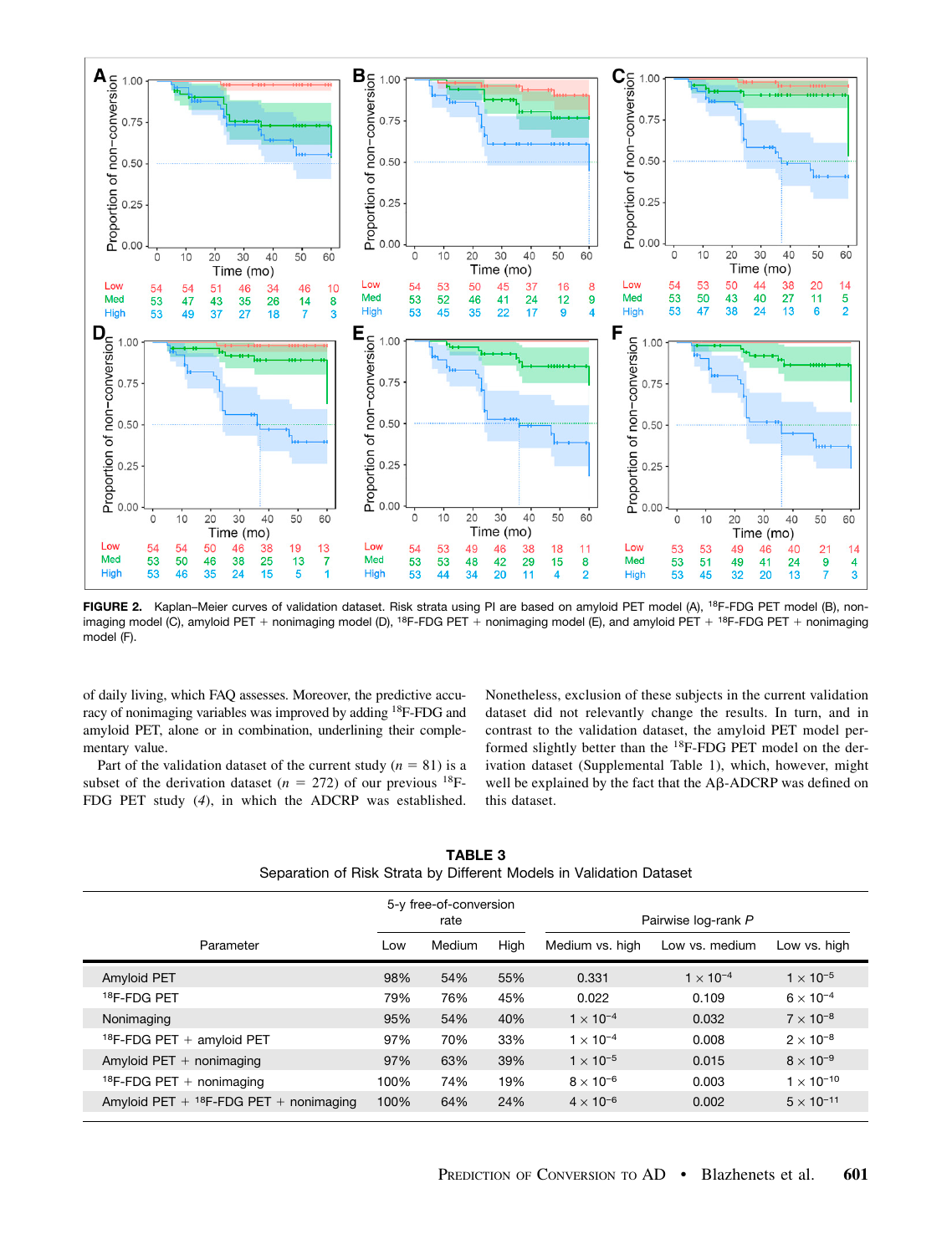**FIGURE 2.** Kaplan–Meier curves of validation dataset. Risk strata using PI are based on amyloid PET model (A), $^{18}$F-FDG PET model (B), nonimaging model (C), amyloid PET + nonimaging model (D), $^{18}$F-FDG PET + nonimaging model (E), and amyloid PET + $^{18}$F-FDG PET + nonimaging model (F).

of daily living, which FAQ assesses. Moreover, the predictive accuracy of nonimaging variables was improved by adding $^{18}$F-FDG and amyloid PET, alone or in combination, underlining their complementary value.

Part of the validation dataset of the current study ($n$ = 81) is a subset of the derivation dataset ($n$ = 272) of our previous $^{18}$F-FDG PET study (*4*), in which the ADCRP was established. Nonetheless, exclusion of these subjects in the current validation dataset did not relevantly change the results. In turn, and in contrast to the validation dataset, the amyloid PET model performed slightly better than the $^{18}$F-FDG PET model on the derivation dataset (Supplemental Table 1), which, however, might well be explained by the fact that the Aβ-ADCRP was defined on this dataset.

**TABLE 3**
Separation of Risk Strata by Different Models in Validation Dataset

| Parameter | 5-y free-of-conversion rate | | | Pairwise log-rank $P$ | | |
|---|---|---|---|---|---|---|
| | Low | Medium | High | Medium vs. high | Low vs. medium | Low vs. high |
| Amyloid PET | 98% | 54% | 55% | 0.331 | $1 \times 10^{-4}$ | $1 \times 10^{-5}$ |
| $^{18}$F-FDG PET | 79% | 76% | 45% | 0.022 | 0.109 | $6 \times 10^{-4}$ |
| Nonimaging | 95% | 54% | 40% | $1 \times 10^{-4}$ | 0.032 | $7 \times 10^{-8}$ |
| $^{18}$F-FDG PET + amyloid PET | 97% | 70% | 33% | $1 \times 10^{-4}$ | 0.008 | $2 \times 10^{-8}$ |
| Amyloid PET + nonimaging | 97% | 63% | 39% | $1 \times 10^{-5}$ | 0.015 | $8 \times 10^{-9}$ |
| $^{18}$F-FDG PET + nonimaging | 100% | 74% | 19% | $8 \times 10^{-6}$ | 0.003 | $1 \times 10^{-10}$ |
| Amyloid PET + $^{18}$F-FDG PET + nonimaging | 100% | 64% | 24% | $4 \times 10^{-6}$ | 0.002 | $5 \times 10^{-11}$ |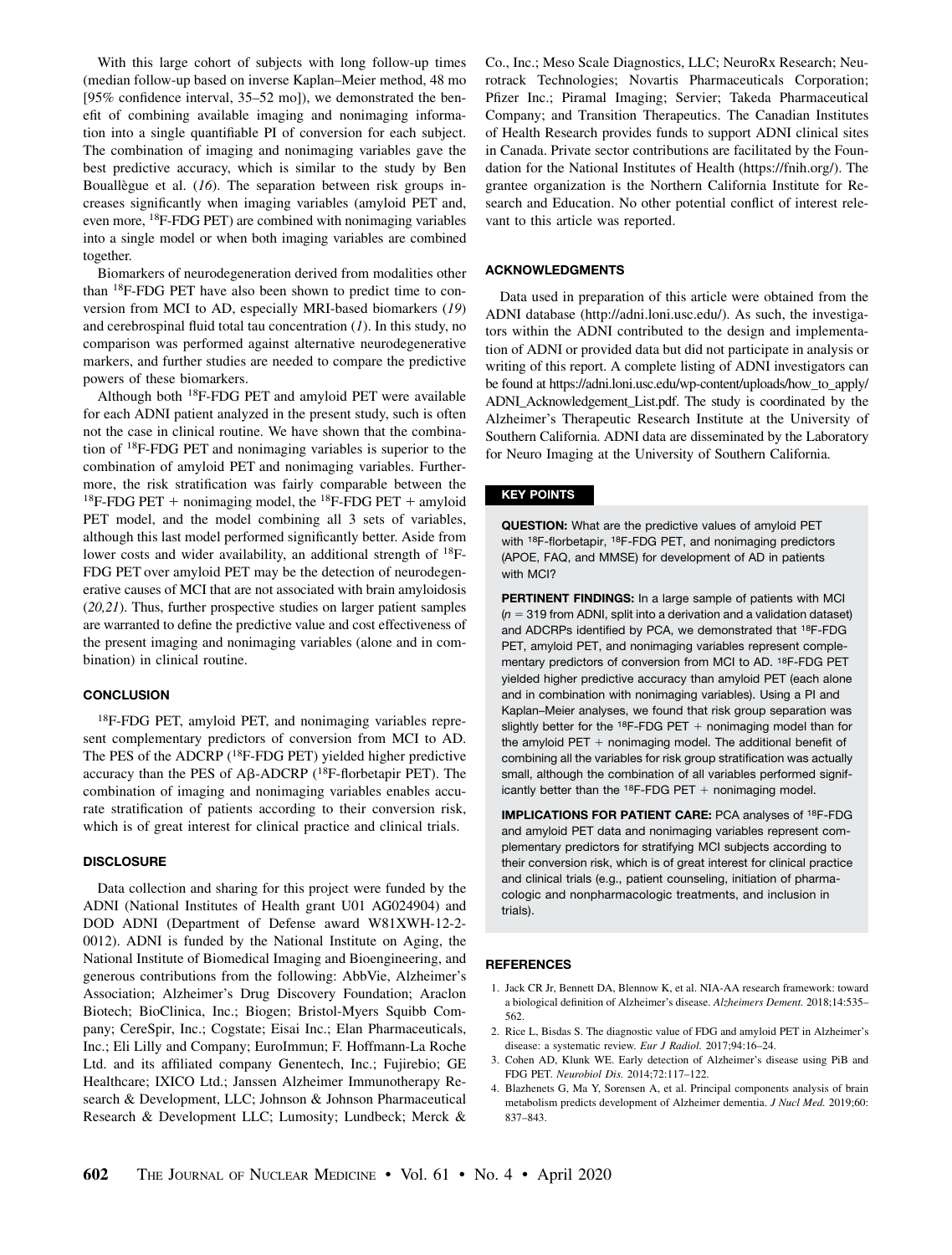With this large cohort of subjects with long follow-up times (median follow-up based on inverse Kaplan–Meier method, 48 mo [95% confidence interval, 35–52 mo]), we demonstrated the benefit of combining available imaging and nonimaging information into a single quantifiable PI of conversion for each subject. The combination of imaging and nonimaging variables gave the best predictive accuracy, which is similar to the study by Ben Bouallègue et al. (*16*). The separation between risk groups increases significantly when imaging variables (amyloid PET and, even more, $^{18}$F-FDG PET) are combined with nonimaging variables into a single model or when both imaging variables are combined together.

Biomarkers of neurodegeneration derived from modalities other than $^{18}$F-FDG PET have also been shown to predict time to conversion from MCI to AD, especially MRI-based biomarkers (*19*) and cerebrospinal fluid total tau concentration (*1*). In this study, no comparison was performed against alternative neurodegenerative markers, and further studies are needed to compare the predictive powers of these biomarkers.

Although both $^{18}$F-FDG PET and amyloid PET were available for each ADNI patient analyzed in the present study, such is often not the case in clinical routine. We have shown that the combination of $^{18}$F-FDG PET and nonimaging variables is superior to the combination of amyloid PET and nonimaging variables. Furthermore, the risk stratification was fairly comparable between the $^{18}$F-FDG PET + nonimaging model, the $^{18}$F-FDG PET + amyloid PET model, and the model combining all 3 sets of variables, although this last model performed significantly better. Aside from lower costs and wider availability, an additional strength of $^{18}$F-FDG PET over amyloid PET may be the detection of neurodegenerative causes of MCI that are not associated with brain amyloidosis (*20,21*). Thus, further prospective studies on larger patient samples are warranted to define the predictive value and cost effectiveness of the present imaging and nonimaging variables (alone and in combination) in clinical routine.

## CONCLUSION

$^{18}$F-FDG PET, amyloid PET, and nonimaging variables represent complementary predictors of conversion from MCI to AD. The PES of the ADCRP ($^{18}$F-FDG PET) yielded higher predictive accuracy than the PES of Aβ-ADCRP ($^{18}$F-florbetapir PET). The combination of imaging and nonimaging variables enables accurate stratification of patients according to their conversion risk, which is of great interest for clinical practice and clinical trials.

## DISCLOSURE

Data collection and sharing for this project were funded by the ADNI (National Institutes of Health grant U01 AG024904) and DOD ADNI (Department of Defense award W81XWH-12-2-0012). ADNI is funded by the National Institute on Aging, the National Institute of Biomedical Imaging and Bioengineering, and generous contributions from the following: AbbVie, Alzheimer's Association; Alzheimer's Drug Discovery Foundation; Araclon Biotech; BioClinica, Inc.; Biogen; Bristol-Myers Squibb Company; CereSpir, Inc.; Cogstate; Eisai Inc.; Elan Pharmaceuticals, Inc.; Eli Lilly and Company; EuroImmun; F. Hoffmann-La Roche Ltd. and its affiliated company Genentech, Inc.; Fujirebio; GE Healthcare; IXICO Ltd.; Janssen Alzheimer Immunotherapy Research & Development, LLC; Johnson & Johnson Pharmaceutical Research & Development LLC; Lumosity; Lundbeck; Merck & Co., Inc.; Meso Scale Diagnostics, LLC; NeuroRx Research; Neurotrack Technologies; Novartis Pharmaceuticals Corporation; Pfizer Inc.; Piramal Imaging; Servier; Takeda Pharmaceutical Company; and Transition Therapeutics. The Canadian Institutes of Health Research provides funds to support ADNI clinical sites in Canada. Private sector contributions are facilitated by the Foundation for the National Institutes of Health (https://fnih.org/). The grantee organization is the Northern California Institute for Research and Education. No other potential conflict of interest relevant to this article was reported.

## ACKNOWLEDGMENTS

Data used in preparation of this article were obtained from the ADNI database (http://adni.loni.usc.edu/). As such, the investigators within the ADNI contributed to the design and implementation of ADNI or provided data but did not participate in analysis or writing of this report. A complete listing of ADNI investigators can be found at https://adni.loni.usc.edu/wp-content/uploads/how_to_apply/ADNI_Acknowledgement_List.pdf. The study is coordinated by the Alzheimer's Therapeutic Research Institute at the University of Southern California. ADNI data are disseminated by the Laboratory for Neuro Imaging at the University of Southern California.

## KEY POINTS

**QUESTION:** What are the predictive values of amyloid PET with $^{18}$F-florbetapir, $^{18}$F-FDG PET, and nonimaging predictors (APOE, FAQ, and MMSE) for development of AD in patients with MCI?

**PERTINENT FINDINGS:** In a large sample of patients with MCI ($n = 319$ from ADNI, split into a derivation and a validation dataset) and ADCRPs identified by PCA, we demonstrated that $^{18}$F-FDG PET, amyloid PET, and nonimaging variables represent complementary predictors of conversion from MCI to AD. $^{18}$F-FDG PET yielded higher predictive accuracy than amyloid PET (each alone and in combination with nonimaging variables). Using a PI and Kaplan–Meier analyses, we found that risk group separation was slightly better for the $^{18}$F-FDG PET + nonimaging model than for the amyloid PET + nonimaging model. The additional benefit of combining all the variables for risk group stratification was actually small, although the combination of all variables performed significantly better than the $^{18}$F-FDG PET + nonimaging model.

**IMPLICATIONS FOR PATIENT CARE:** PCA analyses of $^{18}$F-FDG and amyloid PET data and nonimaging variables represent complementary predictors for stratifying MCI subjects according to their conversion risk, which is of great interest for clinical practice and clinical trials (e.g., patient counseling, initiation of pharmacologic and nonpharmacologic treatments, and inclusion in trials).

## REFERENCES

1. Jack CR Jr, Bennett DA, Blennow K, et al. NIA-AA research framework: toward a biological definition of Alzheimer's disease. *Alzheimers Dement.* 2018;14:535–562.
2. Rice L, Bisdas S. The diagnostic value of FDG and amyloid PET in Alzheimer's disease: a systematic review. *Eur J Radiol.* 2017;94:16–24.
3. Cohen AD, Klunk WE. Early detection of Alzheimer's disease using PiB and FDG PET. *Neurobiol Dis.* 2014;72:117–122.
4. Blazhenets G, Ma Y, Sorensen A, et al. Principal components analysis of brain metabolism predicts development of Alzheimer dementia. *J Nucl Med.* 2019;60:837–843.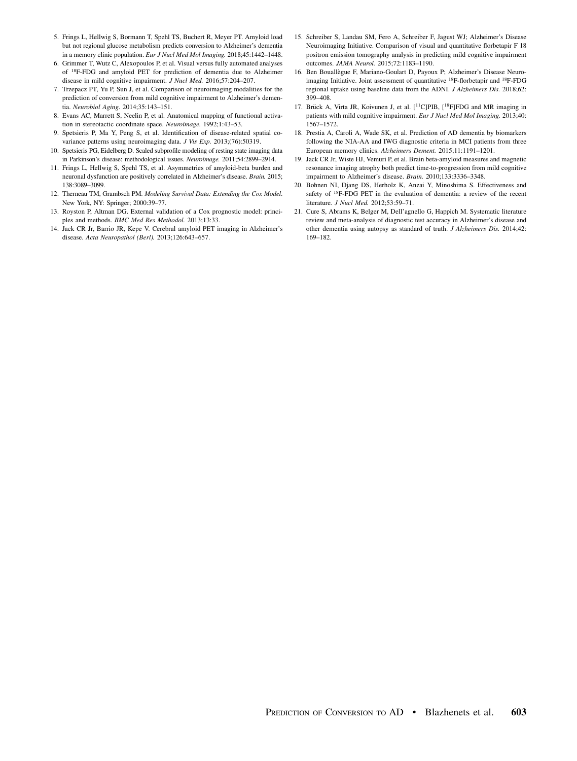5. Frings L, Hellwig S, Bormann T, Spehl TS, Buchert R, Meyer PT. Amyloid load but not regional glucose metabolism predicts conversion to Alzheimer's dementia in a memory clinic population. *Eur J Nucl Med Mol Imaging.* 2018;45:1442–1448.
6. Grimmer T, Wutz C, Alexopoulos P, et al. Visual versus fully automated analyses of $^{18}$F-FDG and amyloid PET for prediction of dementia due to Alzheimer disease in mild cognitive impairment. *J Nucl Med.* 2016;57:204–207.
7. Trzepacz PT, Yu P, Sun J, et al. Comparison of neuroimaging modalities for the prediction of conversion from mild cognitive impairment to Alzheimer's dementia. *Neurobiol Aging.* 2014;35:143–151.
8. Evans AC, Marrett S, Neelin P, et al. Anatomical mapping of functional activation in stereotactic coordinate space. *Neuroimage.* 1992;1:43–53.
9. Spetsieris P, Ma Y, Peng S, et al. Identification of disease-related spatial covariance patterns using neuroimaging data. *J Vis Exp.* 2013;(76):50319.
10. Spetsieris PG, Eidelberg D. Scaled subprofile modeling of resting state imaging data in Parkinson's disease: methodological issues. *Neuroimage.* 2011;54:2899–2914.
11. Frings L, Hellwig S, Spehl TS, et al. Asymmetries of amyloid-beta burden and neuronal dysfunction are positively correlated in Alzheimer's disease. *Brain.* 2015; 138:3089–3099.
12. Therneau TM, Grambsch PM. *Modeling Survival Data: Extending the Cox Model.* New York, NY: Springer; 2000:39–77.
13. Royston P, Altman DG. External validation of a Cox prognostic model: principles and methods. *BMC Med Res Methodol.* 2013;13:33.
14. Jack CR Jr, Barrio JR, Kepe V. Cerebral amyloid PET imaging in Alzheimer's disease. *Acta Neuropathol (Berl).* 2013;126:643–657.
15. Schreiber S, Landau SM, Fero A, Schreiber F, Jagust WJ; Alzheimer's Disease Neuroimaging Initiative. Comparison of visual and quantitative florbetapir F 18 positron emission tomography analysis in predicting mild cognitive impairment outcomes. *JAMA Neurol.* 2015;72:1183–1190.
16. Ben Bouallègue F, Mariano-Goulart D, Payoux P; Alzheimer's Disease Neuroimaging Initiative. Joint assessment of quantitative $^{18}$F-florbetapir and $^{18}$F-FDG regional uptake using baseline data from the ADNI. *J Alzheimers Dis.* 2018;62: 399–408.
17. Brück A, Virta JR, Koivunen J, et al. [$^{11}$C]PIB, [$^{18}$F]FDG and MR imaging in patients with mild cognitive impairment. *Eur J Nucl Med Mol Imaging.* 2013;40: 1567–1572.
18. Prestia A, Caroli A, Wade SK, et al. Prediction of AD dementia by biomarkers following the NIA-AA and IWG diagnostic criteria in MCI patients from three European memory clinics. *Alzheimers Dement.* 2015;11:1191–1201.
19. Jack CR Jr, Wiste HJ, Vemuri P, et al. Brain beta-amyloid measures and magnetic resonance imaging atrophy both predict time-to-progression from mild cognitive impairment to Alzheimer's disease. *Brain.* 2010;133:3336–3348.
20. Bohnen NI, Djang DS, Herholz K, Anzai Y, Minoshima S. Effectiveness and safety of $^{18}$F-FDG PET in the evaluation of dementia: a review of the recent literature. *J Nucl Med.* 2012;53:59–71.
21. Cure S, Abrams K, Belger M, Dell'agnello G, Happich M. Systematic literature review and meta-analysis of diagnostic test accuracy in Alzheimer's disease and other dementia using autopsy as standard of truth. *J Alzheimers Dis.* 2014;42: 169–182.